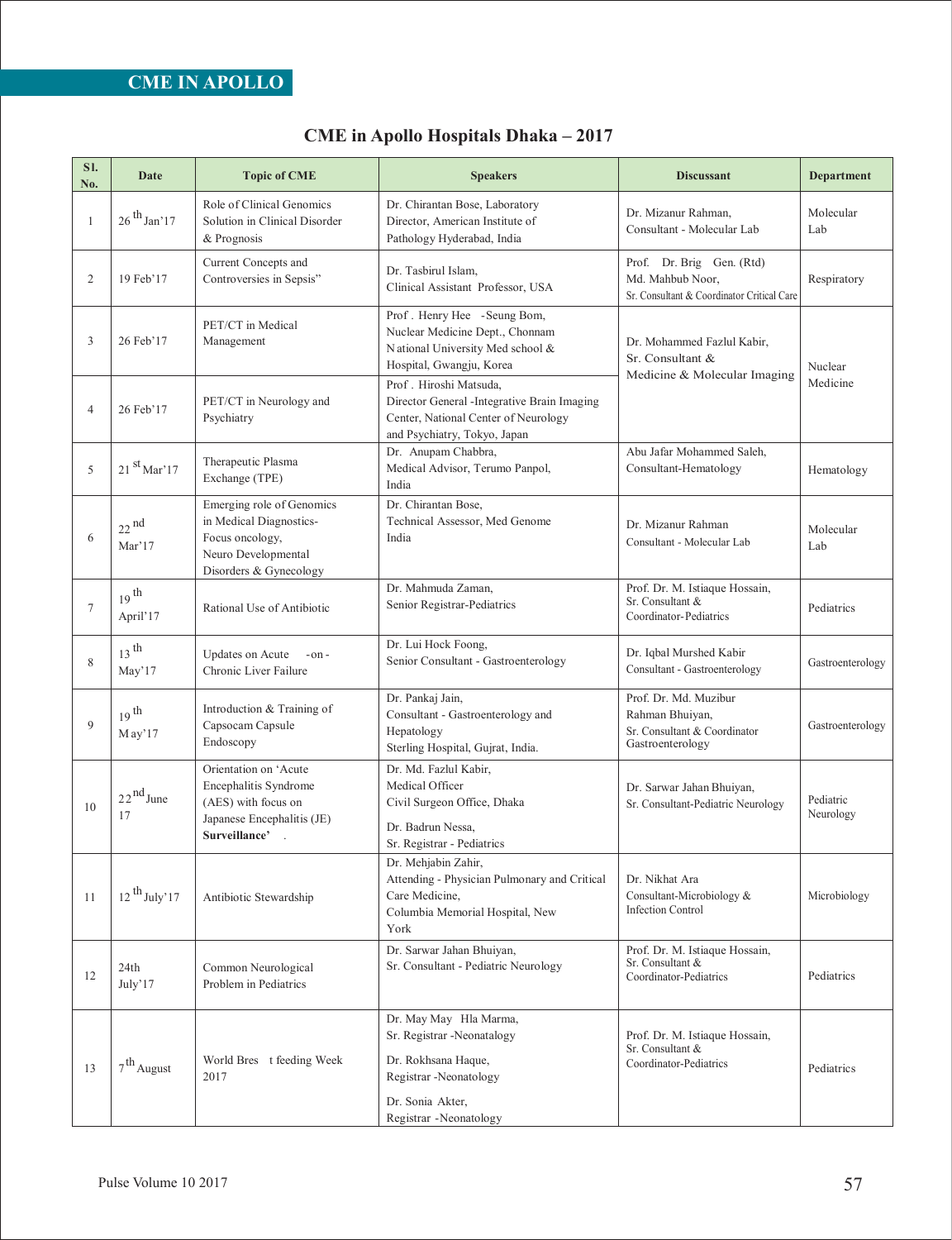## CME IN APOLLO

# CME in Apollo Hospitals Dhaka – 2017

| Sl. No. | Date | Topic of CME | Speakers | Discussant | Department |
|---|---|---|---|---|---|
| 1 | 26 th Jan'17 | Role of Clinical Genomics Solution in Clinical Disorder & Prognosis | Dr. Chirantan Bose, Laboratory Director, American Institute of Pathology Hyderabad, India | Dr. Mizanur Rahman, Consultant - Molecular Lab | Molecular Lab |
| 2 | 19 Feb'17 | Current Concepts and Controversies in Sepsis" | Dr. Tasbirul Islam, Clinical Assistant Professor, USA | Prof. Dr. Brig Gen. (Rtd) Md. Mahbub Noor, Sr. Consultant & Coordinator Critical Care | Respiratory |
| 3 | 26 Feb'17 | PET/CT in Medical Management | Prof . Henry Hee -Seung Bom, Nuclear Medicine Dept., Chonnam National University Med school & Hospital, Gwangju, Korea | Dr. Mohammed Fazlul Kabir, Sr. Consultant & Medicine & Molecular Imaging | Nuclear Medicine |
| 4 | 26 Feb'17 | PET/CT in Neurology and Psychiatry | Prof . Hiroshi Matsuda, Director General -Integrative Brain Imaging Center, National Center of Neurology and Psychiatry, Tokyo, Japan | | |
| 5 | 21 st Mar'17 | Therapeutic Plasma Exchange (TPE) | Dr. Anupam Chabbra, Medical Advisor, Terumo Panpol, India | Abu Jafar Mohammed Saleh, Consultant-Hematology | Hematology |
| 6 | 22 nd Mar'17 | Emerging role of Genomics in Medical Diagnostics-Focus oncology, Neuro Developmental Disorders & Gynecology | Dr. Chirantan Bose, Technical Assessor, Med Genome India | Dr. Mizanur Rahman Consultant - Molecular Lab | Molecular Lab |
| 7 | 19 th April'17 | Rational Use of Antibiotic | Dr. Mahmuda Zaman, Senior Registrar-Pediatrics | Prof. Dr. M. Istiaque Hossain, Sr. Consultant & Coordinator-Pediatrics | Pediatrics |
| 8 | 13 th May'17 | Updates on Acute -on - Chronic Liver Failure | Dr. Lui Hock Foong, Senior Consultant - Gastroenterology | Dr. Iqbal Murshed Kabir Consultant - Gastroenterology | Gastroenterology |
| 9 | 19 th May'17 | Introduction & Training of Capsocam Capsule Endoscopy | Dr. Pankaj Jain, Consultant - Gastroenterology and Hepatology Sterling Hospital, Gujrat, India. | Prof. Dr. Md. Muzibur Rahman Bhuiyan, Sr. Consultant & Coordinator Gastroenterology | Gastroenterology |
| 10 | 22 nd June 17 | Orientation on 'Acute Encephalitis Syndrome (AES) with focus on Japanese Encephalitis (JE) **Surveillance'** . | Dr. Md. Fazlul Kabir, Medical Officer Civil Surgeon Office, Dhaka<br>Dr. Badrun Nessa, Sr. Registrar - Pediatrics | Dr. Sarwar Jahan Bhuiyan, Sr. Consultant-Pediatric Neurology | Pediatric Neurology |
| 11 | 12 th July'17 | Antibiotic Stewardship | Dr. Mehjabin Zahir, Attending - Physician Pulmonary and Critical Care Medicine, Columbia Memorial Hospital, New York | Dr. Nikhat Ara Consultant-Microbiology & Infection Control | Microbiology |
| 12 | 24th July'17 | Common Neurological Problem in Pediatrics | Dr. Sarwar Jahan Bhuiyan, Sr. Consultant - Pediatric Neurology | Prof. Dr. M. Istiaque Hossain, Sr. Consultant & Coordinator-Pediatrics | Pediatrics |
| 13 | 7 th August | World Bres t feeding Week 2017 | Dr. May May Hla Marma, Sr. Registrar -Neonatology<br>Dr. Rokhsana Haque, Registrar -Neonatology<br>Dr. Sonia Akter, Registrar -Neonatology | Prof. Dr. M. Istiaque Hossain, Sr. Consultant & Coordinator-Pediatrics | Pediatrics |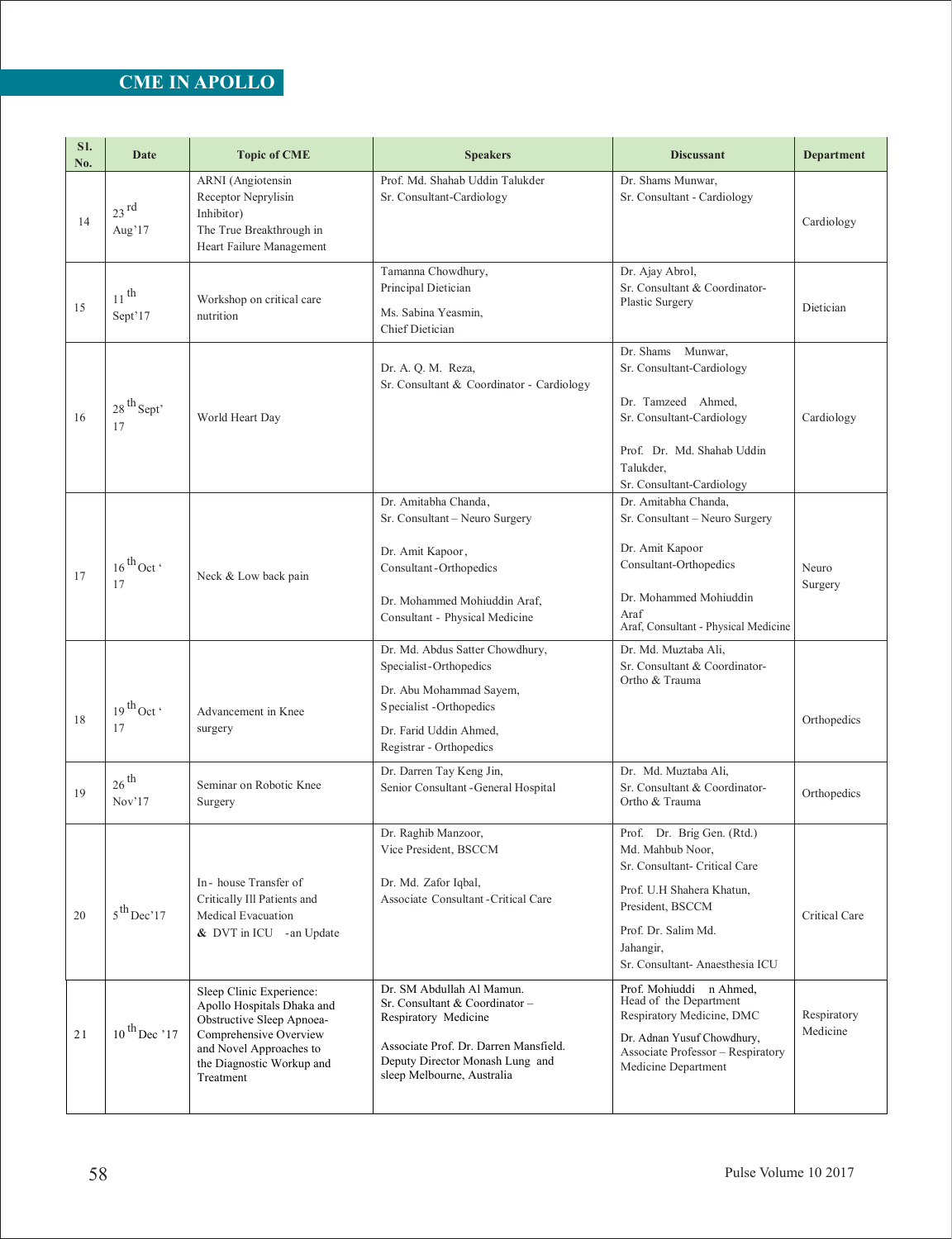## CME IN APOLLO

| Sl. No. | Date | Topic of CME | Speakers | Discussant | Department |
|---|---|---|---|---|---|
| 14 | 23rd Aug'17 | ARNI (Angiotensin Receptor Neprylisin Inhibitor) The True Breakthrough in Heart Failure Management | Prof. Md. Shahab Uddin Talukder Sr. Consultant-Cardiology | Dr. Shams Munwar, Sr. Consultant - Cardiology | Cardiology |
| 15 | 11th Sept'17 | Workshop on critical care nutrition | Tamanna Chowdhury, Principal Dietician<br>Ms. Sabina Yeasmin, Chief Dietician | Dr. Ajay Abrol, Sr. Consultant & Coordinator-Plastic Surgery | Dietician |
| 16 | 28th Sept'17 | World Heart Day | Dr. A. Q. M. Reza, Sr. Consultant & Coordinator - Cardiology | Dr. Shams Munwar, Sr. Consultant-Cardiology<br>Dr. Tamzeed Ahmed, Sr. Consultant-Cardiology<br>Prof. Dr. Md. Shahab Uddin Talukder, Sr. Consultant-Cardiology | Cardiology |
| 17 | 16th Oct '17 | Neck & Low back pain | Dr. Amitabha Chanda, Sr. Consultant – Neuro Surgery<br>Dr. Amit Kapoor, Consultant-Orthopedics<br>Dr. Mohammed Mohiuddin Araf, Consultant - Physical Medicine | Dr. Amitabha Chanda, Sr. Consultant – Neuro Surgery<br>Dr. Amit Kapoor Consultant-Orthopedics<br>Dr. Mohammed Mohiuddin Araf Araf, Consultant - Physical Medicine | Neuro Surgery |
| 18 | 19th Oct '17 | Advancement in Knee surgery | Dr. Md. Abdus Satter Chowdhury, Specialist-Orthopedics<br>Dr. Abu Mohammad Sayem, Specialist -Orthopedics<br>Dr. Farid Uddin Ahmed, Registrar - Orthopedics | Dr. Md. Muztaba Ali, Sr. Consultant & Coordinator-Ortho & Trauma | Orthopedics |
| 19 | 26th Nov'17 | Seminar on Robotic Knee Surgery | Dr. Darren Tay Keng Jin, Senior Consultant -General Hospital | Dr. Md. Muztaba Ali, Sr. Consultant & Coordinator-Ortho & Trauma | Orthopedics |
| 20 | 5th Dec'17 | In- house Transfer of Critically Ill Patients and Medical Evacuation & DVT in ICU -an Update | Dr. Raghib Manzoor, Vice President, BSCCM<br>Dr. Md. Zafor Iqbal, Associate Consultant -Critical Care | Prof. Dr. Brig Gen. (Rtd.) Md. Mahbub Noor, Sr. Consultant- Critical Care<br>Prof. U.H Shahera Khatun, President, BSCCM<br>Prof. Dr. Salim Md. Jahangir, Sr. Consultant- Anaesthesia ICU | Critical Care |
| 21 | 10th Dec '17 | Sleep Clinic Experience: Apollo Hospitals Dhaka and Obstructive Sleep Apnoea-Comprehensive Overview and Novel Approaches to the Diagnostic Workup and Treatment | Dr. SM Abdullah Al Mamun. Sr. Consultant & Coordinator – Respiratory Medicine<br>Associate Prof. Dr. Darren Mansfield. Deputy Director Monash Lung and sleep Melbourne, Australia | Prof. Mohiuddin Ahmed, Head of the Department Respiratory Medicine, DMC<br>Dr. Adnan Yusuf Chowdhury, Associate Professor – Respiratory Medicine Department | Respiratory Medicine |